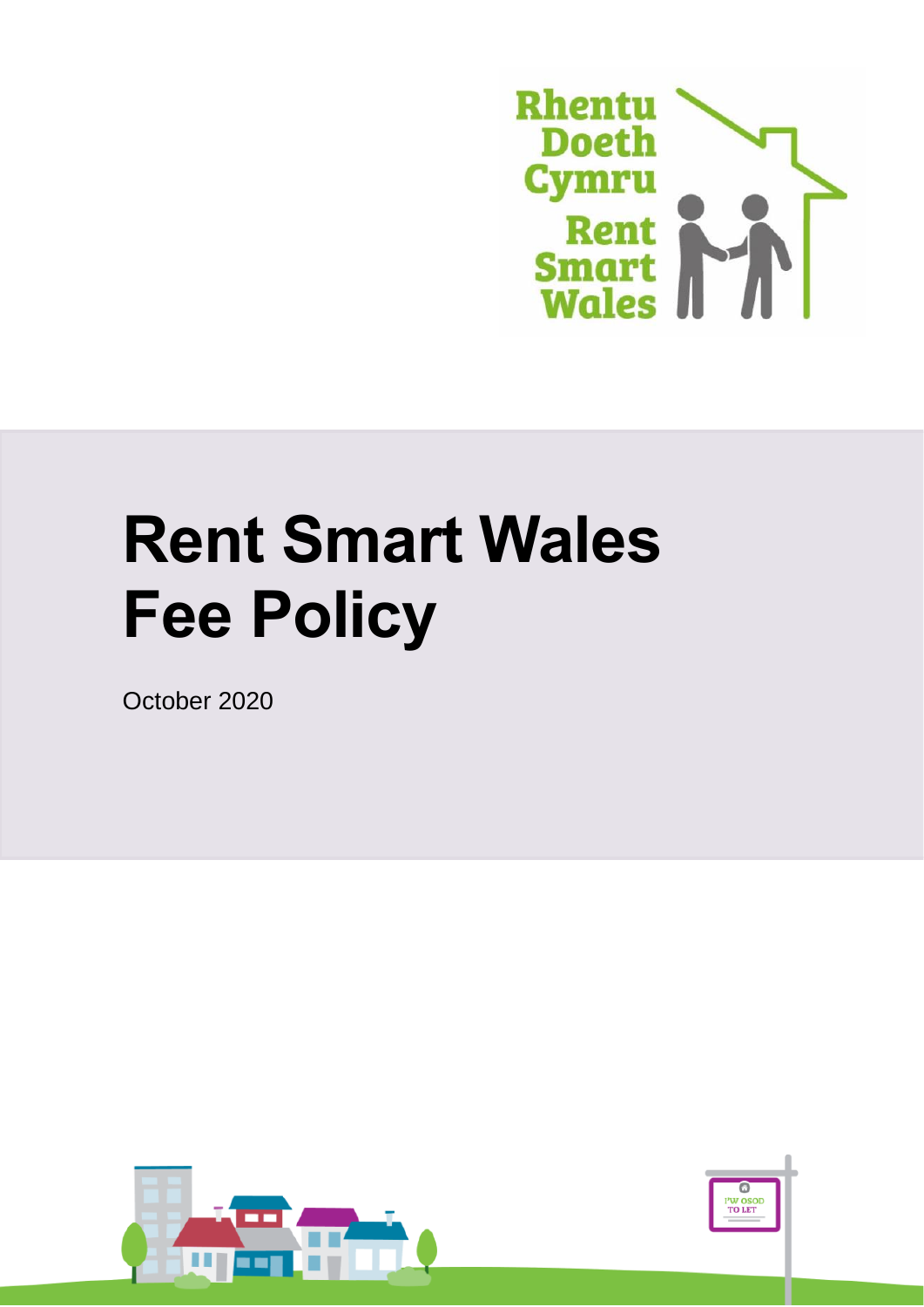# Rent Smart Wales Fee Policy

October 2020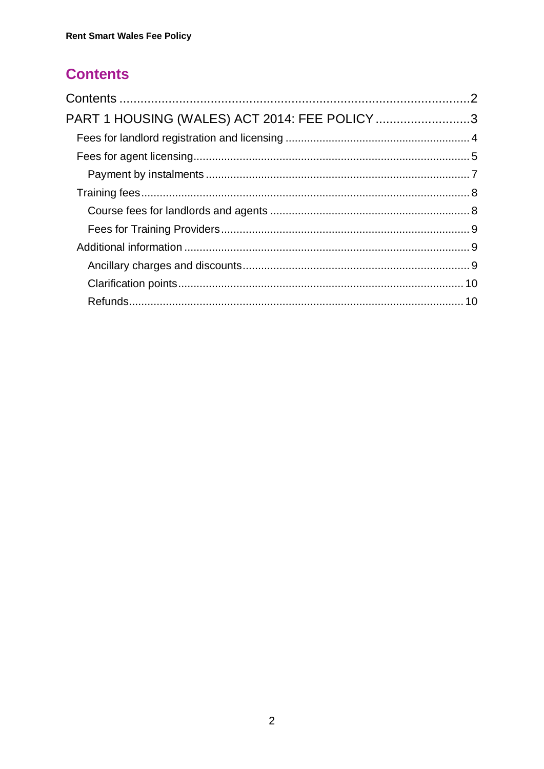# Contents

Contents .......................................................................................................2
PART 1 HOUSING (WALES) ACT 2014: FEE POLICY ...........................3
- Fees for landlord registration and licensing ........................................................... 4
- Fees for agent licensing......................................................................................... 5
  - Payment by instalments ..................................................................................... 7
- Training fees.......................................................................................................... 8
  - Course fees for landlords and agents ................................................................. 8
  - Fees for Training Providers................................................................................ 9
- Additional information ............................................................................................ 9
  - Ancillary charges and discounts.......................................................................... 9
  - Clarification points............................................................................................ 10
  - Refunds............................................................................................................ 10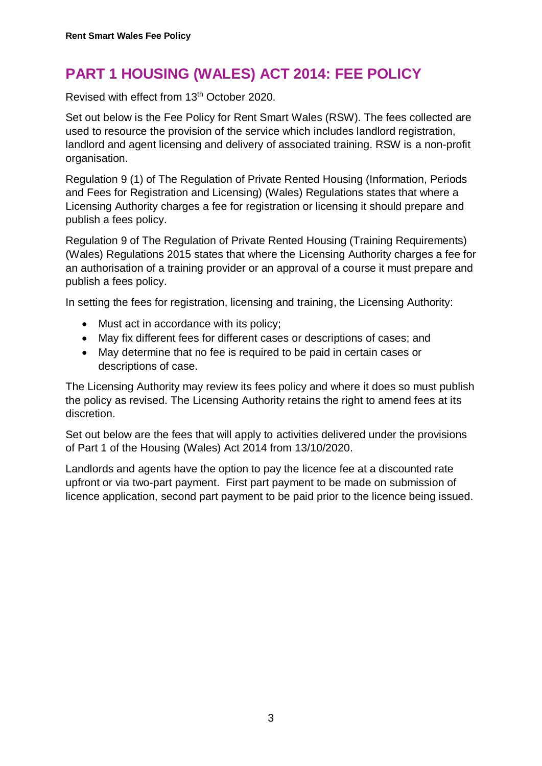# PART 1 HOUSING (WALES) ACT 2014: FEE POLICY

Revised with effect from 13th October 2020.

Set out below is the Fee Policy for Rent Smart Wales (RSW). The fees collected are used to resource the provision of the service which includes landlord registration, landlord and agent licensing and delivery of associated training. RSW is a non-profit organisation.

Regulation 9 (1) of The Regulation of Private Rented Housing (Information, Periods and Fees for Registration and Licensing) (Wales) Regulations states that where a Licensing Authority charges a fee for registration or licensing it should prepare and publish a fees policy.

Regulation 9 of The Regulation of Private Rented Housing (Training Requirements) (Wales) Regulations 2015 states that where the Licensing Authority charges a fee for an authorisation of a training provider or an approval of a course it must prepare and publish a fees policy.

In setting the fees for registration, licensing and training, the Licensing Authority:

- Must act in accordance with its policy;
- May fix different fees for different cases or descriptions of cases; and
- May determine that no fee is required to be paid in certain cases or descriptions of case.

The Licensing Authority may review its fees policy and where it does so must publish the policy as revised. The Licensing Authority retains the right to amend fees at its discretion.

Set out below are the fees that will apply to activities delivered under the provisions of Part 1 of the Housing (Wales) Act 2014 from 13/10/2020.

Landlords and agents have the option to pay the licence fee at a discounted rate upfront or via two-part payment. First part payment to be made on submission of licence application, second part payment to be paid prior to the licence being issued.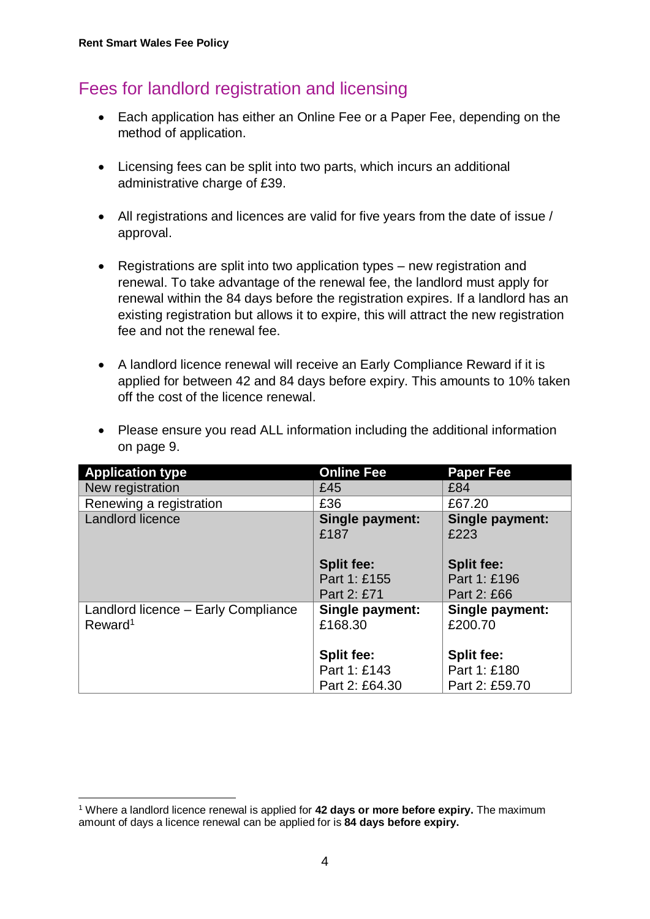## Fees for landlord registration and licensing

- Each application has either an Online Fee or a Paper Fee, depending on the method of application.
- Licensing fees can be split into two parts, which incurs an additional administrative charge of £39.
- All registrations and licences are valid for five years from the date of issue / approval.
- Registrations are split into two application types – new registration and renewal. To take advantage of the renewal fee, the landlord must apply for renewal within the 84 days before the registration expires. If a landlord has an existing registration but allows it to expire, this will attract the new registration fee and not the renewal fee.
- A landlord licence renewal will receive an Early Compliance Reward if it is applied for between 42 and 84 days before expiry. This amounts to 10% taken off the cost of the licence renewal.
- Please ensure you read ALL information including the additional information on page 9.

| Application type | Online Fee | Paper Fee |
|---|---|---|
| New registration | £45 | £84 |
| Renewing a registration | £36 | £67.20 |
| Landlord licence | **Single payment:** £187<br><br>**Split fee:**<br>Part 1: £155<br>Part 2: £71 | **Single payment:** £223<br><br>**Split fee:**<br>Part 1: £196<br>Part 2: £66 |
| Landlord licence – Early Compliance Reward[1] | **Single payment:** £168.30<br><br>**Split fee:**<br>Part 1: £143<br>Part 2: £64.30 | **Single payment:** £200.70<br><br>**Split fee:**<br>Part 1: £180<br>Part 2: £59.70 |

[1] Where a landlord licence renewal is applied for **42 days or more before expiry.** The maximum amount of days a licence renewal can be applied for is **84 days before expiry.**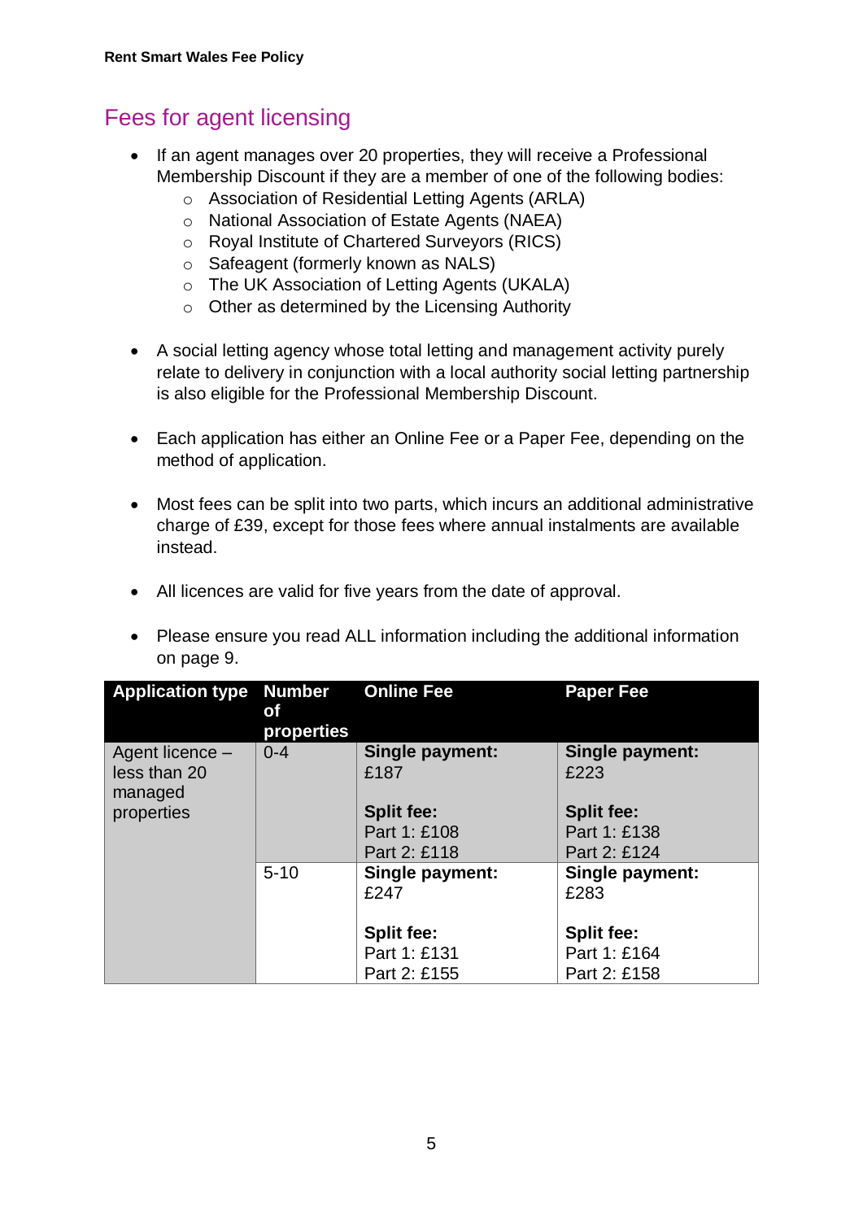## Fees for agent licensing

- If an agent manages over 20 properties, they will receive a Professional Membership Discount if they are a member of one of the following bodies:
  - Association of Residential Letting Agents (ARLA)
  - National Association of Estate Agents (NAEA)
  - Royal Institute of Chartered Surveyors (RICS)
  - Safeagent (formerly known as NALS)
  - The UK Association of Letting Agents (UKALA)
  - Other as determined by the Licensing Authority

- A social letting agency whose total letting and management activity purely relate to delivery in conjunction with a local authority social letting partnership is also eligible for the Professional Membership Discount.

- Each application has either an Online Fee or a Paper Fee, depending on the method of application.

- Most fees can be split into two parts, which incurs an additional administrative charge of £39, except for those fees where annual instalments are available instead.

- All licences are valid for five years from the date of approval.

- Please ensure you read ALL information including the additional information on page 9.

| Application type | Number of properties | Online Fee | Paper Fee |
|---|---|---|---|
| Agent licence – less than 20 managed properties | 0-4 | **Single payment:** £187<br><br>**Split fee:**<br>Part 1: £108<br>Part 2: £118 | **Single payment:** £223<br><br>**Split fee:**<br>Part 1: £138<br>Part 2: £124 |
| | 5-10 | **Single payment:** £247<br><br>**Split fee:**<br>Part 1: £131<br>Part 2: £155 | **Single payment:** £283<br><br>**Split fee:**<br>Part 1: £164<br>Part 2: £158 |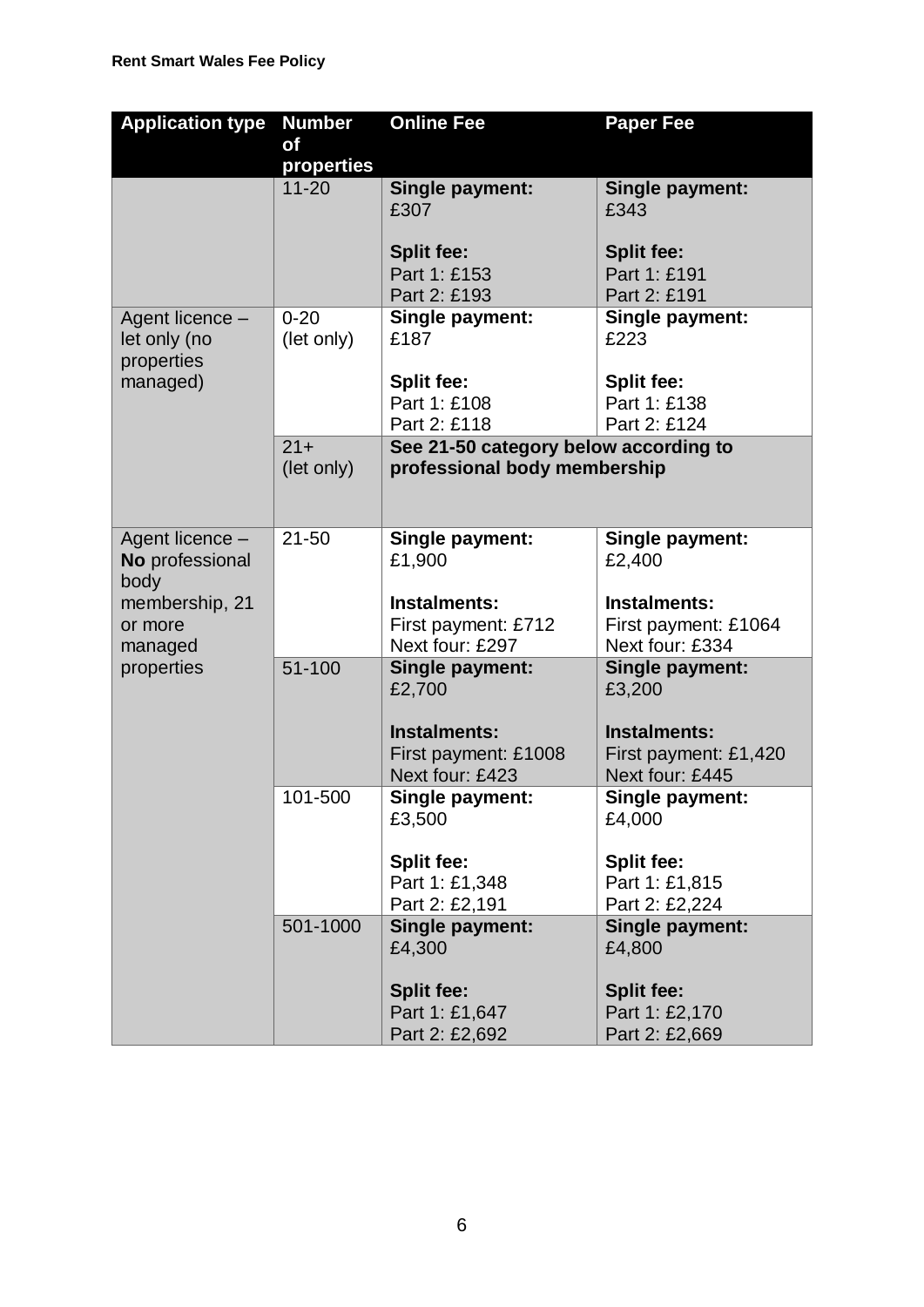| Application type | Number of properties | Online Fee | Paper Fee |
|---|---|---|---|
| | 11-20 | **Single payment:** £307<br><br>**Split fee:**<br>Part 1: £153<br>Part 2: £193 | **Single payment:** £343<br><br>**Split fee:**<br>Part 1: £191<br>Part 2: £191 |
| Agent licence – let only (no properties managed) | 0-20 (let only) | **Single payment:** £187<br><br>**Split fee:**<br>Part 1: £108<br>Part 2: £118 | **Single payment:** £223<br><br>**Split fee:**<br>Part 1: £138<br>Part 2: £124 |
| | 21+ (let only) | **See 21-50 category below according to professional body membership** | |
| Agent licence – **No** professional body membership, 21 or more managed properties | 21-50 | **Single payment:** £1,900<br><br>**Instalments:**<br>First payment: £712<br>Next four: £297 | **Single payment:** £2,400<br><br>**Instalments:**<br>First payment: £1064<br>Next four: £334 |
| | 51-100 | **Single payment:** £2,700<br><br>**Instalments:**<br>First payment: £1008<br>Next four: £423 | **Single payment:** £3,200<br><br>**Instalments:**<br>First payment: £1,420<br>Next four: £445 |
| | 101-500 | **Single payment:** £3,500<br><br>**Split fee:**<br>Part 1: £1,348<br>Part 2: £2,191 | **Single payment:** £4,000<br><br>**Split fee:**<br>Part 1: £1,815<br>Part 2: £2,224 |
| | 501-1000 | **Single payment:** £4,300<br><br>**Split fee:**<br>Part 1: £1,647<br>Part 2: £2,692 | **Single payment:** £4,800<br><br>**Split fee:**<br>Part 1: £2,170<br>Part 2: £2,669 |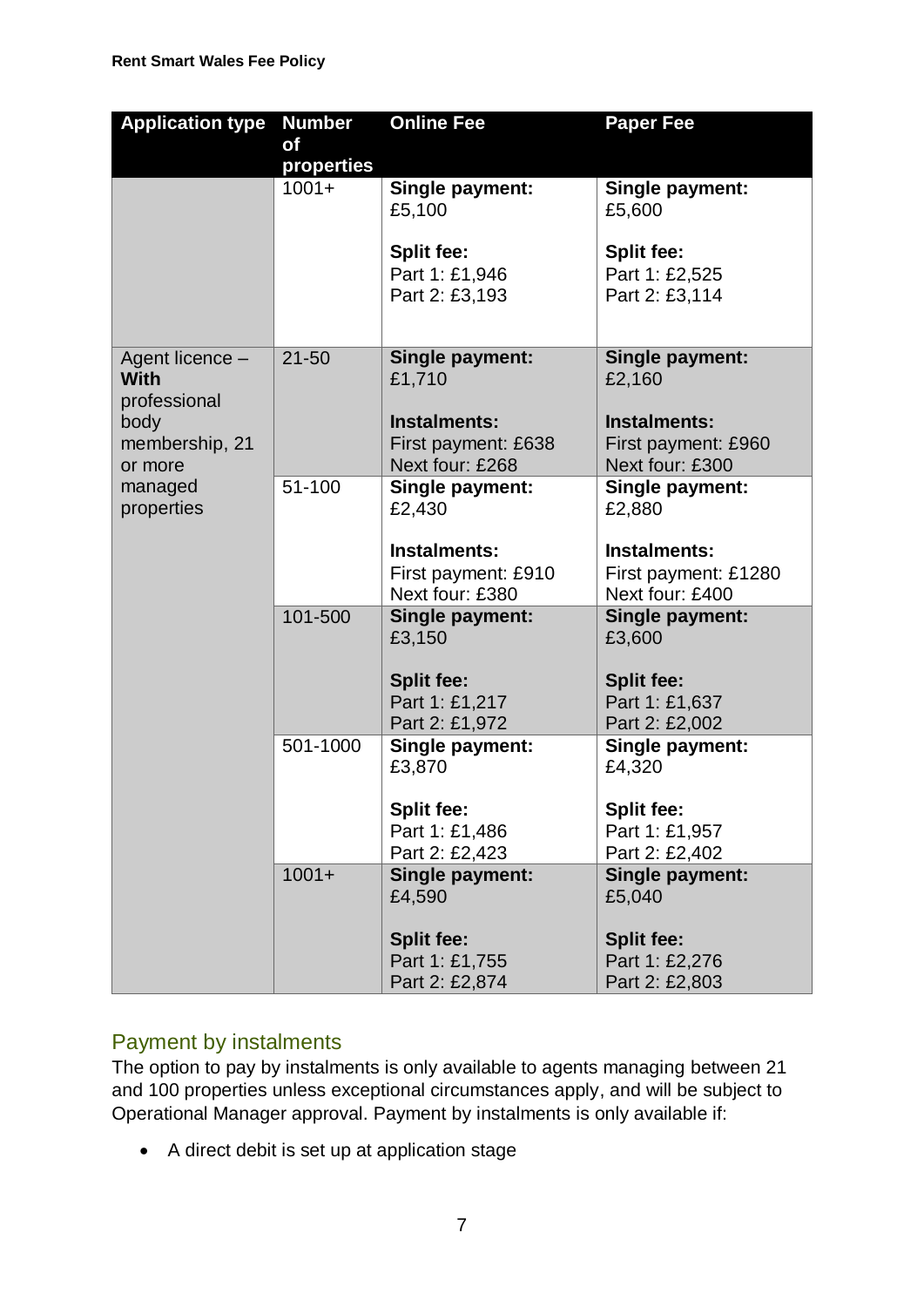| Application type | Number of properties | Online Fee | Paper Fee |
|---|---|---|---|
| | 1001+ | **Single payment:** £5,100<br><br>**Split fee:**<br>Part 1: £1,946<br>Part 2: £3,193 | **Single payment:** £5,600<br><br>**Split fee:**<br>Part 1: £2,525<br>Part 2: £3,114 |
| Agent licence – **With** professional body membership, 21 or more managed properties | 21-50 | **Single payment:** £1,710<br><br>**Instalments:**<br>First payment: £638<br>Next four: £268 | **Single payment:** £2,160<br><br>**Instalments:**<br>First payment: £960<br>Next four: £300 |
| | 51-100 | **Single payment:** £2,430<br><br>**Instalments:**<br>First payment: £910<br>Next four: £380 | **Single payment:** £2,880<br><br>**Instalments:**<br>First payment: £1280<br>Next four: £400 |
| | 101-500 | **Single payment:** £3,150<br><br>**Split fee:**<br>Part 1: £1,217<br>Part 2: £1,972 | **Single payment:** £3,600<br><br>**Split fee:**<br>Part 1: £1,637<br>Part 2: £2,002 |
| | 501-1000 | **Single payment:** £3,870<br><br>**Split fee:**<br>Part 1: £1,486<br>Part 2: £2,423 | **Single payment:** £4,320<br><br>**Split fee:**<br>Part 1: £1,957<br>Part 2: £2,402 |
| | 1001+ | **Single payment:** £4,590<br><br>**Split fee:**<br>Part 1: £1,755<br>Part 2: £2,874 | **Single payment:** £5,040<br><br>**Split fee:**<br>Part 1: £2,276<br>Part 2: £2,803 |

## Payment by instalments

The option to pay by instalments is only available to agents managing between 21 and 100 properties unless exceptional circumstances apply, and will be subject to Operational Manager approval. Payment by instalments is only available if:

- A direct debit is set up at application stage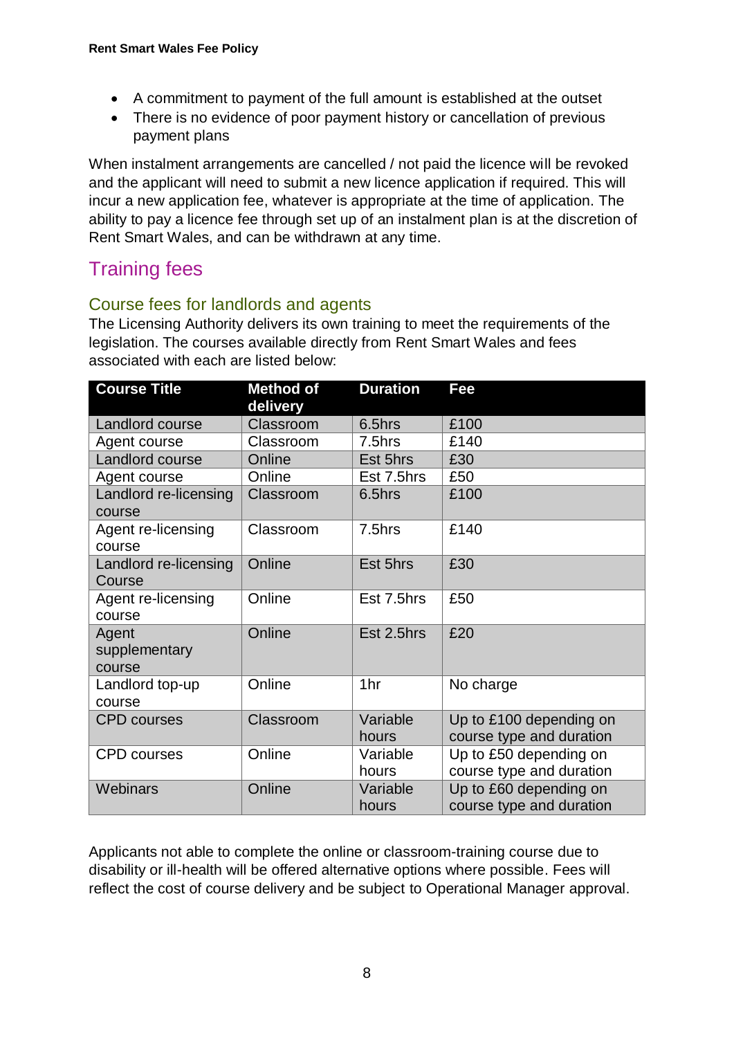- A commitment to payment of the full amount is established at the outset
- There is no evidence of poor payment history or cancellation of previous payment plans

When instalment arrangements are cancelled / not paid the licence will be revoked and the applicant will need to submit a new licence application if required. This will incur a new application fee, whatever is appropriate at the time of application. The ability to pay a licence fee through set up of an instalment plan is at the discretion of Rent Smart Wales, and can be withdrawn at any time.

## Training fees

### Course fees for landlords and agents

The Licensing Authority delivers its own training to meet the requirements of the legislation. The courses available directly from Rent Smart Wales and fees associated with each are listed below:

| Course Title | Method of delivery | Duration | Fee |
|---|---|---|---|
| Landlord course | Classroom | 6.5hrs | £100 |
| Agent course | Classroom | 7.5hrs | £140 |
| Landlord course | Online | Est 5hrs | £30 |
| Agent course | Online | Est 7.5hrs | £50 |
| Landlord re-licensing course | Classroom | 6.5hrs | £100 |
| Agent re-licensing course | Classroom | 7.5hrs | £140 |
| Landlord re-licensing Course | Online | Est 5hrs | £30 |
| Agent re-licensing course | Online | Est 7.5hrs | £50 |
| Agent supplementary course | Online | Est 2.5hrs | £20 |
| Landlord top-up course | Online | 1hr | No charge |
| CPD courses | Classroom | Variable hours | Up to £100 depending on course type and duration |
| CPD courses | Online | Variable hours | Up to £50 depending on course type and duration |
| Webinars | Online | Variable hours | Up to £60 depending on course type and duration |

Applicants not able to complete the online or classroom-training course due to disability or ill-health will be offered alternative options where possible. Fees will reflect the cost of course delivery and be subject to Operational Manager approval.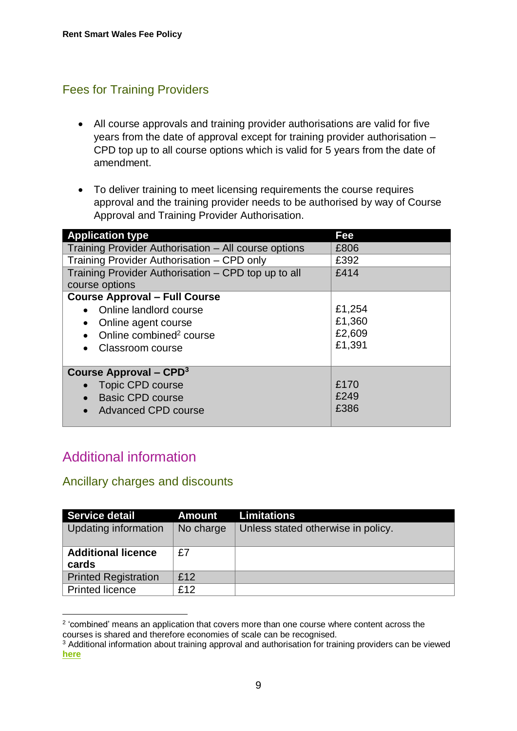## Fees for Training Providers

- All course approvals and training provider authorisations are valid for five years from the date of approval except for training provider authorisation – CPD top up to all course options which is valid for 5 years from the date of amendment.

- To deliver training to meet licensing requirements the course requires approval and the training provider needs to be authorised by way of Course Approval and Training Provider Authorisation.

| Application type | Fee |
| --- | --- |
| Training Provider Authorisation – All course options | £806 |
| Training Provider Authorisation – CPD only | £392 |
| Training Provider Authorisation – CPD top up to all course options | £414 |
| **Course Approval – Full Course**<br>• Online landlord course<br>• Online agent course<br>• Online combined[2] course<br>• Classroom course | <br>£1,254<br>£1,360<br>£2,609<br>£1,391 |
| **Course Approval – CPD[3]**<br>• Topic CPD course<br>• Basic CPD course<br>• Advanced CPD course | <br>£170<br>£249<br>£386 |

# Additional information

## Ancillary charges and discounts

| Service detail | Amount | Limitations |
| --- | --- | --- |
| Updating information | No charge | Unless stated otherwise in policy. |
| **Additional licence cards** | £7 | |
| Printed Registration | £12 | |
| Printed licence | £12 | |

[2] 'combined' means an application that covers more than one course where content across the courses is shared and therefore economies of scale can be recognised.

[3] Additional information about training approval and authorisation for training providers can be viewed **here**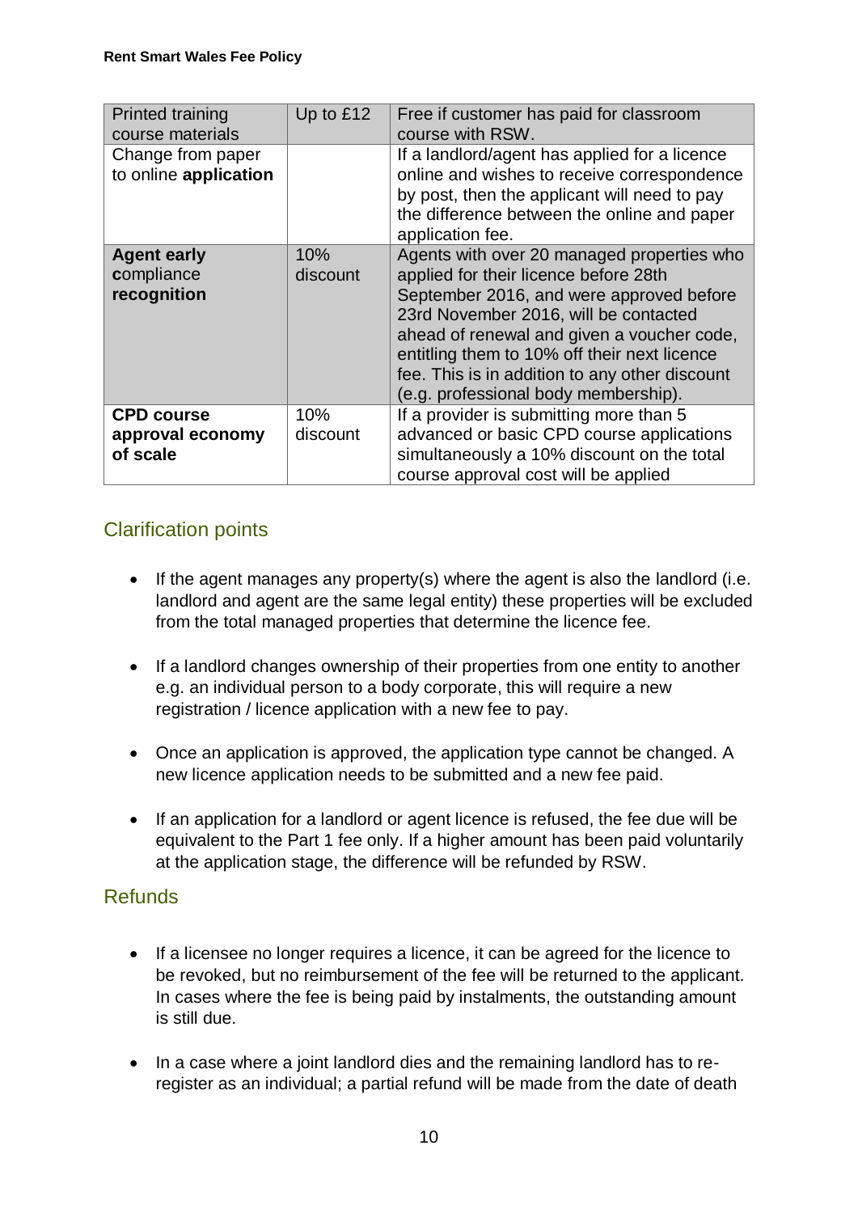| Printed training course materials | Up to £12 | Free if customer has paid for classroom course with RSW. |
|---|---|---|
| Change from paper to online **application** | | If a landlord/agent has applied for a licence online and wishes to receive correspondence by post, then the applicant will need to pay the difference between the online and paper application fee. |
| **Agent early compliance recognition** | 10% discount | Agents with over 20 managed properties who applied for their licence before 28th September 2016, and were approved before 23rd November 2016, will be contacted ahead of renewal and given a voucher code, entitling them to 10% off their next licence fee. This is in addition to any other discount (e.g. professional body membership). |
| **CPD course approval economy of scale** | 10% discount | If a provider is submitting more than 5 advanced or basic CPD course applications simultaneously a 10% discount on the total course approval cost will be applied |

## Clarification points

- If the agent manages any property(s) where the agent is also the landlord (i.e. landlord and agent are the same legal entity) these properties will be excluded from the total managed properties that determine the licence fee.
- If a landlord changes ownership of their properties from one entity to another e.g. an individual person to a body corporate, this will require a new registration / licence application with a new fee to pay.
- Once an application is approved, the application type cannot be changed. A new licence application needs to be submitted and a new fee paid.
- If an application for a landlord or agent licence is refused, the fee due will be equivalent to the Part 1 fee only. If a higher amount has been paid voluntarily at the application stage, the difference will be refunded by RSW.

## Refunds

- If a licensee no longer requires a licence, it can be agreed for the licence to be revoked, but no reimbursement of the fee will be returned to the applicant. In cases where the fee is being paid by instalments, the outstanding amount is still due.
- In a case where a joint landlord dies and the remaining landlord has to re-register as an individual; a partial refund will be made from the date of death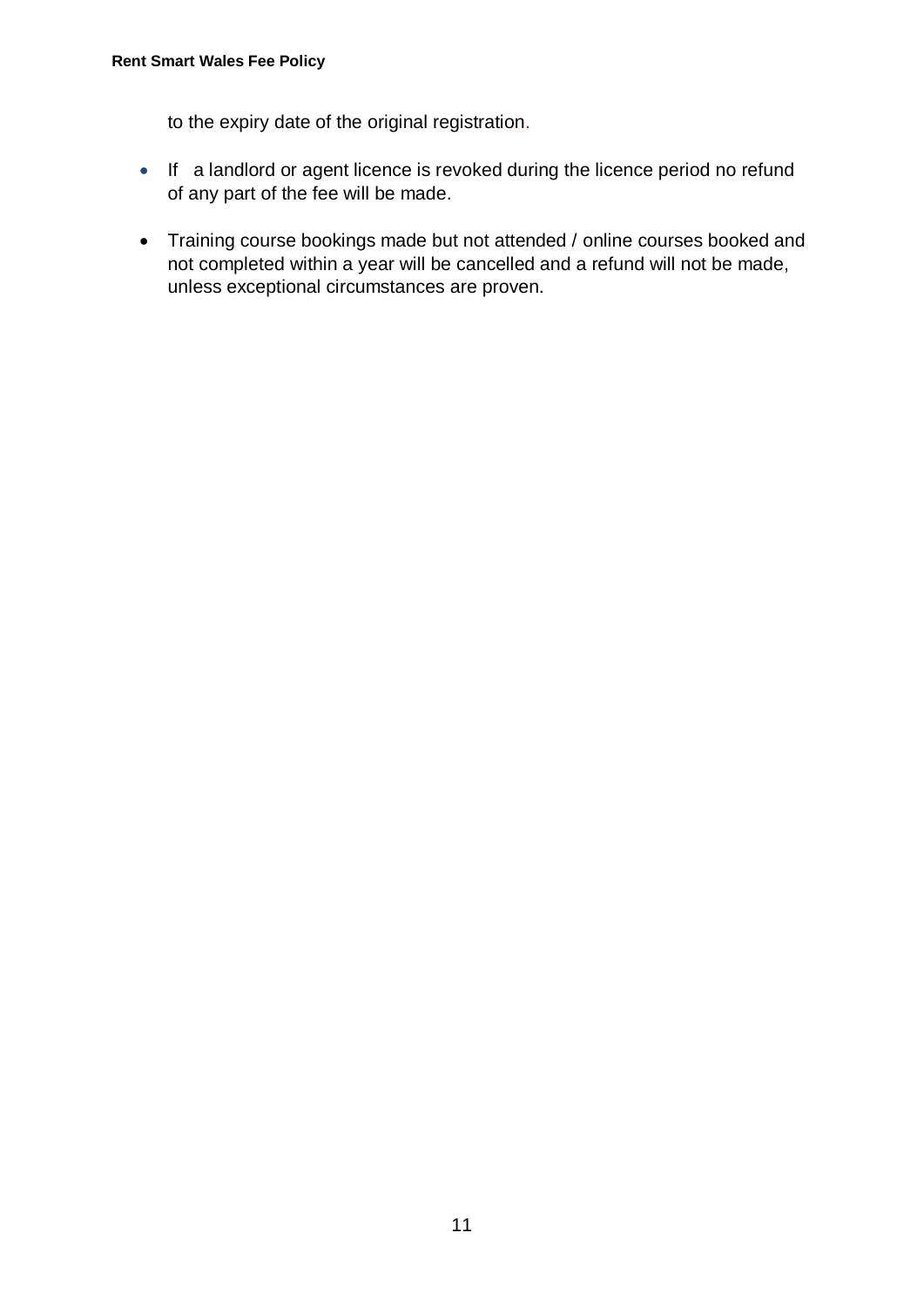to the expiry date of the original registration.

- If a landlord or agent licence is revoked during the licence period no refund of any part of the fee will be made.
- Training course bookings made but not attended / online courses booked and not completed within a year will be cancelled and a refund will not be made, unless exceptional circumstances are proven.